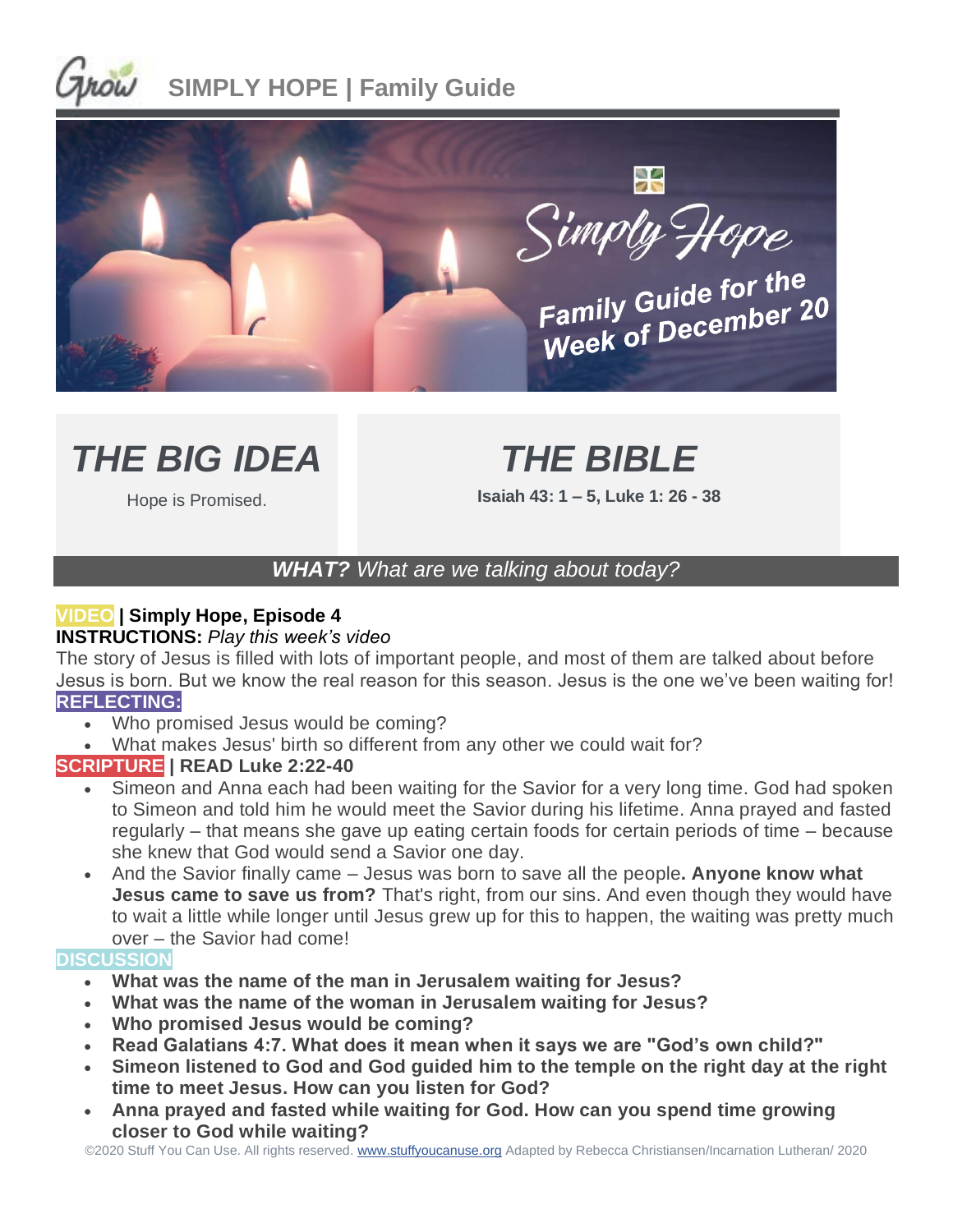# SIMPLY HOPE | Family Guide

Simply Hope

Family Guide for the Week of December 20

## THE BIG IDEA

Hope is Promised.

## THE BIBLE

**Isaiah 43: 1 – 5, Luke 1: 26 - 38**

### *WHAT? What are we talking about today?*

**VIDEO | Simply Hope, Episode 4**

**INSTRUCTIONS:** *Play this week's video*

The story of Jesus is filled with lots of important people, and most of them are talked about before Jesus is born. But we know the real reason for this season. Jesus is the one we've been waiting for!

**REFLECTING:**

- Who promised Jesus would be coming?
- What makes Jesus' birth so different from any other we could wait for?

**SCRIPTURE | READ Luke 2:22-40**

- Simeon and Anna each had been waiting for the Savior for a very long time. God had spoken to Simeon and told him he would meet the Savior during his lifetime. Anna prayed and fasted regularly – that means she gave up eating certain foods for certain periods of time – because she knew that God would send a Savior one day.
- And the Savior finally came – Jesus was born to save all the people**. Anyone know what Jesus came to save us from?** That's right, from our sins. And even though they would have to wait a little while longer until Jesus grew up for this to happen, the waiting was pretty much over – the Savior had come!

**DISCUSSION**

- **What was the name of the man in Jerusalem waiting for Jesus?**
- **What was the name of the woman in Jerusalem waiting for Jesus?**
- **Who promised Jesus would be coming?**
- **Read Galatians 4:7. What does it mean when it says we are "God's own child?"**
- **Simeon listened to God and God guided him to the temple on the right day at the right time to meet Jesus. How can you listen for God?**
- **Anna prayed and fasted while waiting for God. How can you spend time growing closer to God while waiting?**

©2020 Stuff You Can Use. All rights reserved. www.stuffyoucanuse.org Adapted by Rebecca Christiansen/Incarnation Lutheran/ 2020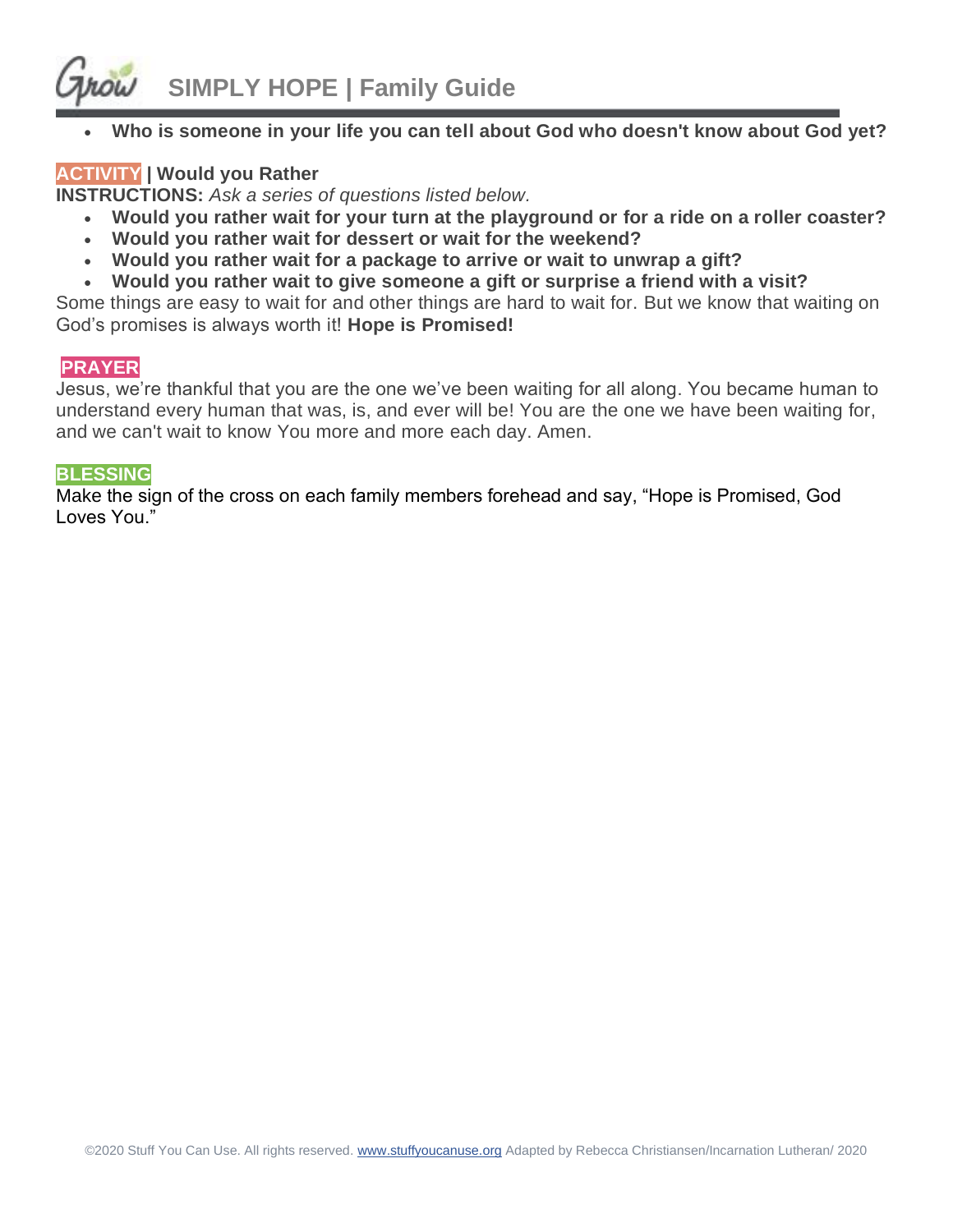- **Who is someone in your life you can tell about God who doesn't know about God yet?**

**ACTIVITY | Would you Rather**

**INSTRUCTIONS:** *Ask a series of questions listed below.*

- **Would you rather wait for your turn at the playground or for a ride on a roller coaster?**
- **Would you rather wait for dessert or wait for the weekend?**
- **Would you rather wait for a package to arrive or wait to unwrap a gift?**
- **Would you rather wait to give someone a gift or surprise a friend with a visit?**

Some things are easy to wait for and other things are hard to wait for. But we know that waiting on God's promises is always worth it! **Hope is Promised!**

**PRAYER**

Jesus, we're thankful that you are the one we've been waiting for all along. You became human to understand every human that was, is, and ever will be! You are the one we have been waiting for, and we can't wait to know You more and more each day. Amen.

**BLESSING**

Make the sign of the cross on each family members forehead and say, "Hope is Promised, God Loves You."

©2020 Stuff You Can Use. All rights reserved. www.stuffyoucanuse.org Adapted by Rebecca Christiansen/Incarnation Lutheran/ 2020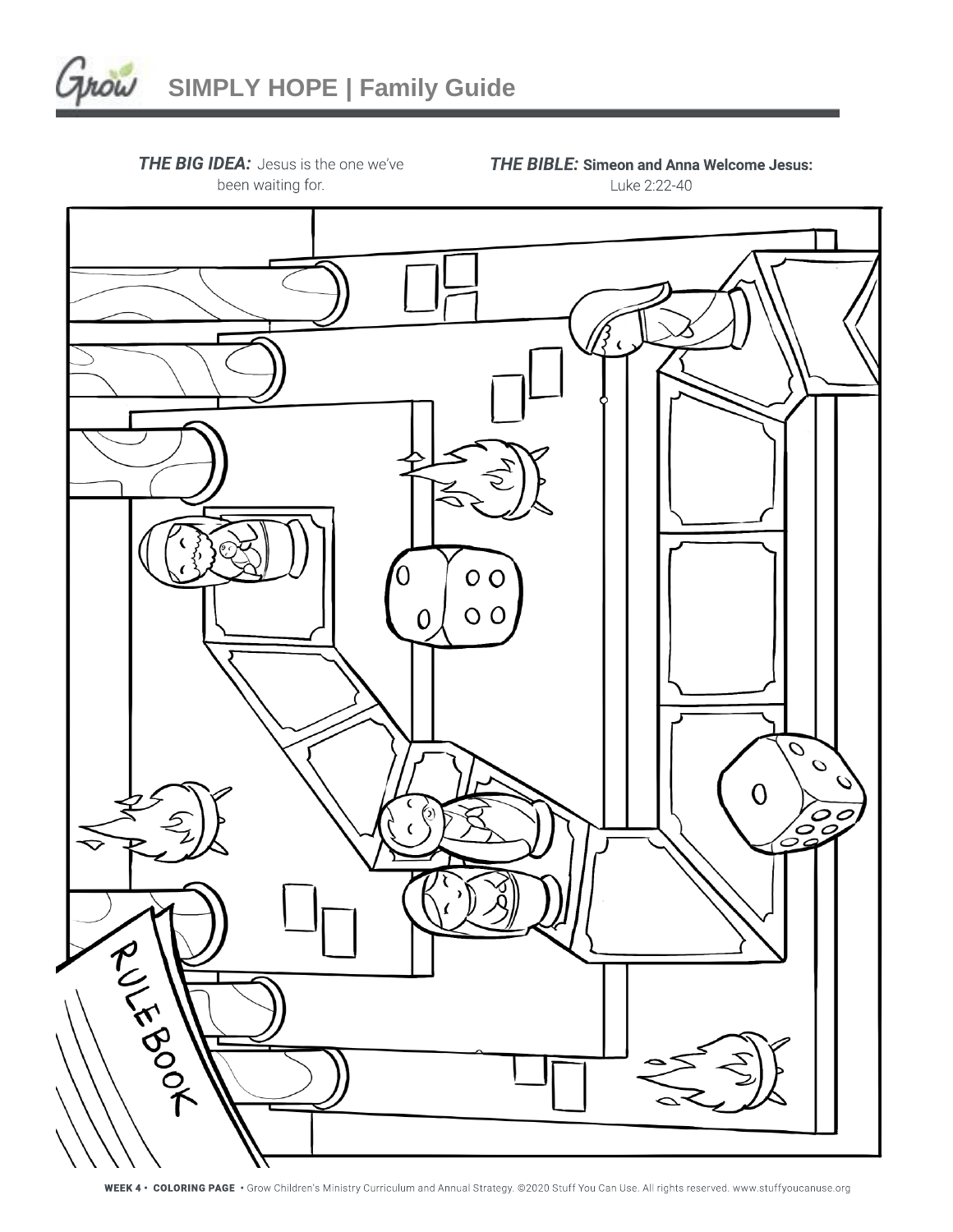# SIMPLY HOPE | Family Guide

***THE BIG IDEA:*** Jesus is the one we've been waiting for.

***THE BIBLE:*** **Simeon and Anna Welcome Jesus:** Luke 2:22-40

**WEEK 4 • COLORING PAGE** • Grow Children's Ministry Curriculum and Annual Strategy. ©2020 Stuff You Can Use. All rights reserved. www.stuffyoucanuse.org